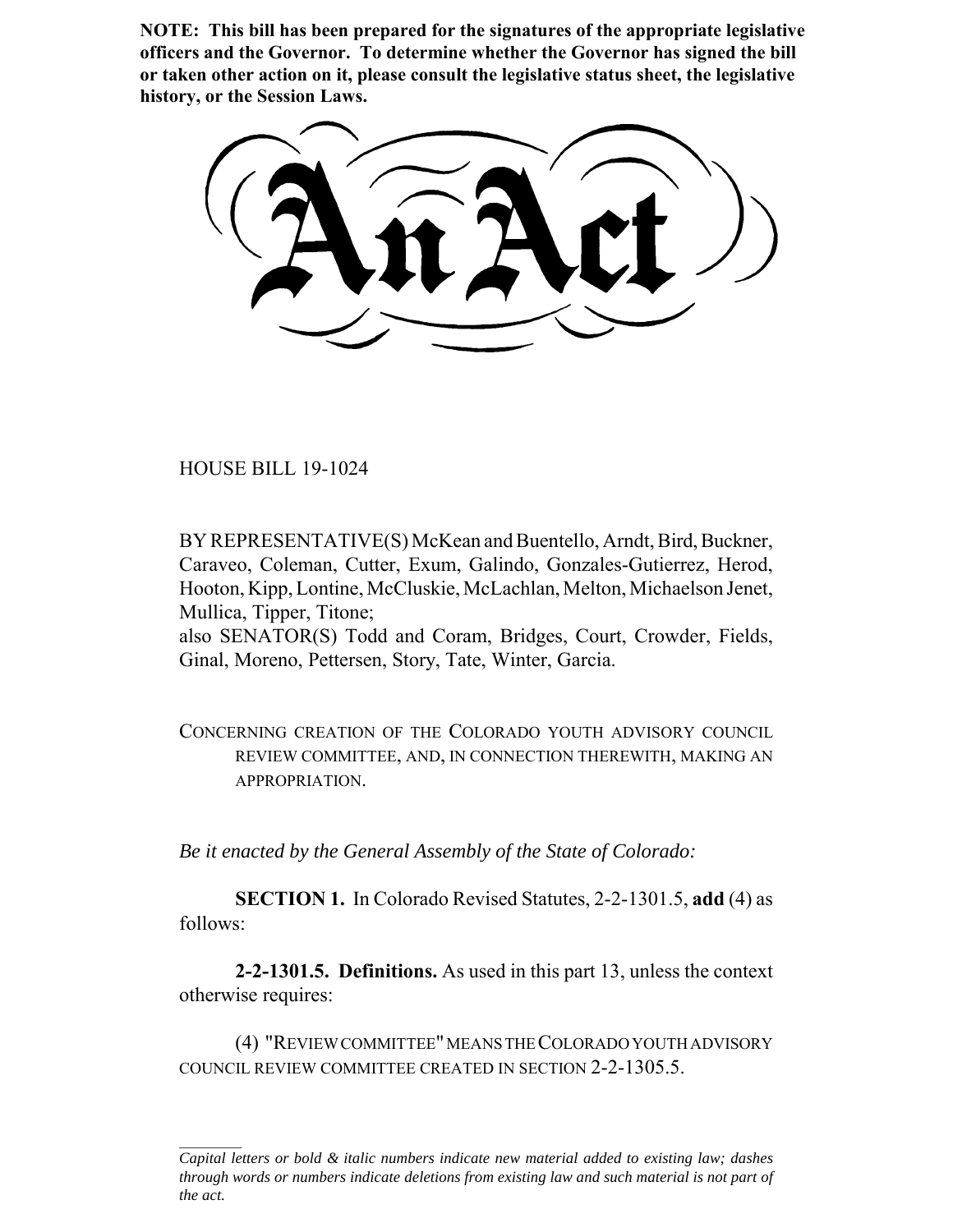**NOTE: This bill has been prepared for the signatures of the appropriate legislative officers and the Governor. To determine whether the Governor has signed the bill or taken other action on it, please consult the legislative status sheet, the legislative history, or the Session Laws.**

# An Act

HOUSE BILL 19-1024

BY REPRESENTATIVE(S) McKean and Buentello, Arndt, Bird, Buckner, Caraveo, Coleman, Cutter, Exum, Galindo, Gonzales-Gutierrez, Herod, Hooton, Kipp, Lontine, McCluskie, McLachlan, Melton, Michaelson Jenet, Mullica, Tipper, Titone;
also SENATOR(S) Todd and Coram, Bridges, Court, Crowder, Fields, Ginal, Moreno, Pettersen, Story, Tate, Winter, Garcia.

CONCERNING CREATION OF THE COLORADO YOUTH ADVISORY COUNCIL REVIEW COMMITTEE, AND, IN CONNECTION THEREWITH, MAKING AN APPROPRIATION.

*Be it enacted by the General Assembly of the State of Colorado:*

**SECTION 1.** In Colorado Revised Statutes, 2-2-1301.5, **add** (4) as follows:

**2-2-1301.5. Definitions.** As used in this part 13, unless the context otherwise requires:

(4) "REVIEW COMMITTEE" MEANS THE COLORADO YOUTH ADVISORY COUNCIL REVIEW COMMITTEE CREATED IN SECTION 2-2-1305.5.

*Capital letters or bold & italic numbers indicate new material added to existing law; dashes through words or numbers indicate deletions from existing law and such material is not part of the act.*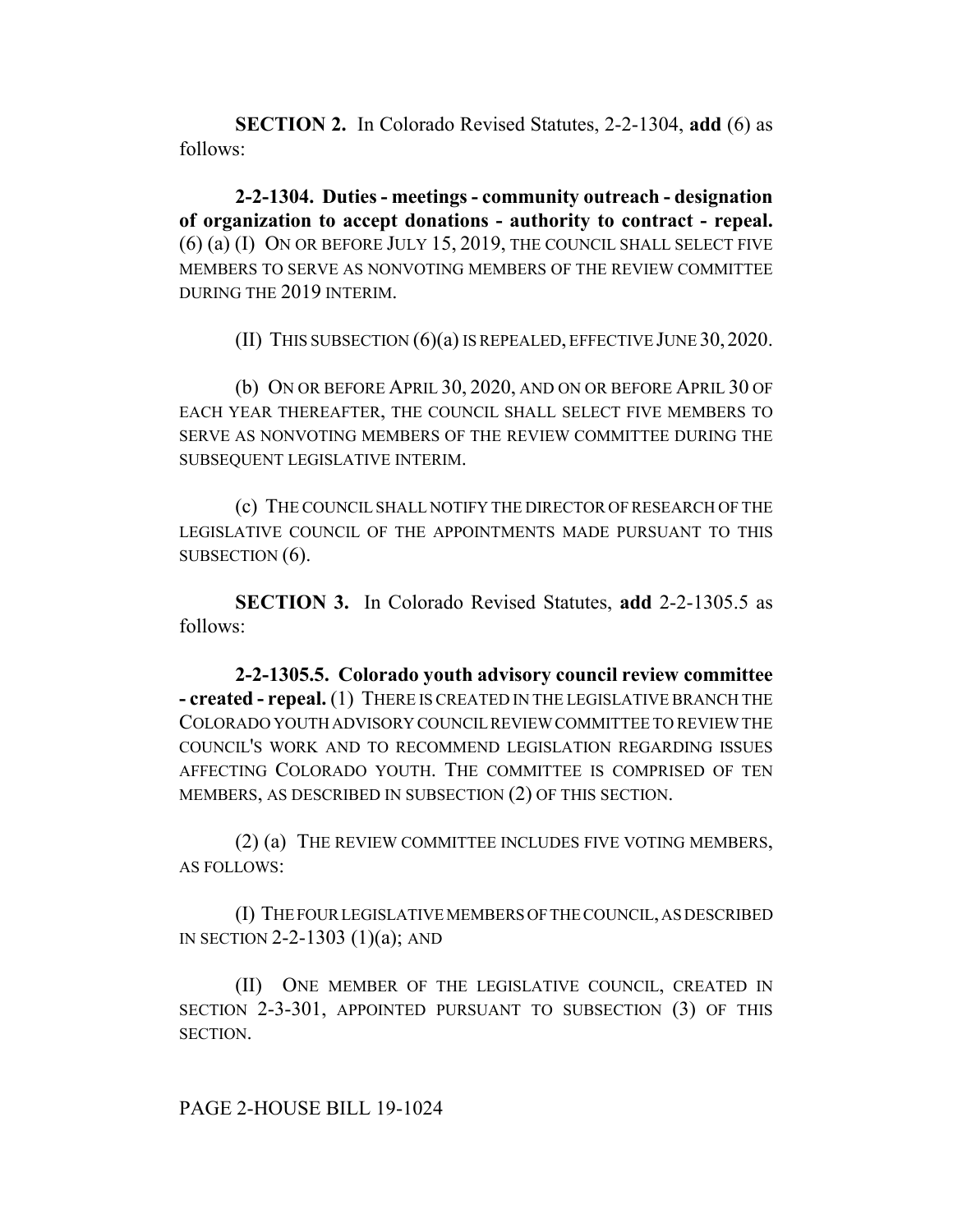**SECTION 2.** In Colorado Revised Statutes, 2-2-1304, **add** (6) as follows:

**2-2-1304. Duties - meetings - community outreach - designation of organization to accept donations - authority to contract - repeal.** (6) (a) (I) ON OR BEFORE JULY 15, 2019, THE COUNCIL SHALL SELECT FIVE MEMBERS TO SERVE AS NONVOTING MEMBERS OF THE REVIEW COMMITTEE DURING THE 2019 INTERIM.

(II) THIS SUBSECTION (6)(a) IS REPEALED, EFFECTIVE JUNE 30, 2020.

(b) ON OR BEFORE APRIL 30, 2020, AND ON OR BEFORE APRIL 30 OF EACH YEAR THEREAFTER, THE COUNCIL SHALL SELECT FIVE MEMBERS TO SERVE AS NONVOTING MEMBERS OF THE REVIEW COMMITTEE DURING THE SUBSEQUENT LEGISLATIVE INTERIM.

(c) THE COUNCIL SHALL NOTIFY THE DIRECTOR OF RESEARCH OF THE LEGISLATIVE COUNCIL OF THE APPOINTMENTS MADE PURSUANT TO THIS SUBSECTION (6).

**SECTION 3.** In Colorado Revised Statutes, **add** 2-2-1305.5 as follows:

**2-2-1305.5. Colorado youth advisory council review committee - created - repeal.** (1) THERE IS CREATED IN THE LEGISLATIVE BRANCH THE COLORADO YOUTH ADVISORY COUNCIL REVIEW COMMITTEE TO REVIEW THE COUNCIL'S WORK AND TO RECOMMEND LEGISLATION REGARDING ISSUES AFFECTING COLORADO YOUTH. THE COMMITTEE IS COMPRISED OF TEN MEMBERS, AS DESCRIBED IN SUBSECTION (2) OF THIS SECTION.

(2) (a) THE REVIEW COMMITTEE INCLUDES FIVE VOTING MEMBERS, AS FOLLOWS:

(I) THE FOUR LEGISLATIVE MEMBERS OF THE COUNCIL, AS DESCRIBED IN SECTION 2-2-1303 (1)(a); AND

(II) ONE MEMBER OF THE LEGISLATIVE COUNCIL, CREATED IN SECTION 2-3-301, APPOINTED PURSUANT TO SUBSECTION (3) OF THIS SECTION.

PAGE 2-HOUSE BILL 19-1024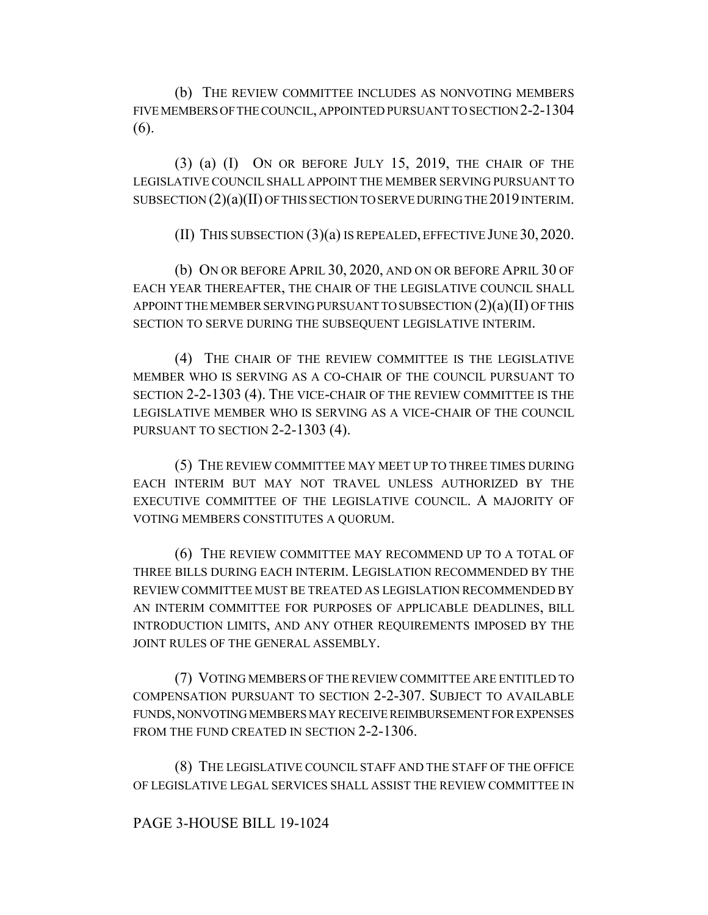(b) THE REVIEW COMMITTEE INCLUDES AS NONVOTING MEMBERS FIVE MEMBERS OF THE COUNCIL, APPOINTED PURSUANT TO SECTION 2-2-1304 (6).

(3) (a) (I) ON OR BEFORE JULY 15, 2019, THE CHAIR OF THE LEGISLATIVE COUNCIL SHALL APPOINT THE MEMBER SERVING PURSUANT TO SUBSECTION (2)(a)(II) OF THIS SECTION TO SERVE DURING THE 2019 INTERIM.

(II) THIS SUBSECTION (3)(a) IS REPEALED, EFFECTIVE JUNE 30, 2020.

(b) ON OR BEFORE APRIL 30, 2020, AND ON OR BEFORE APRIL 30 OF EACH YEAR THEREAFTER, THE CHAIR OF THE LEGISLATIVE COUNCIL SHALL APPOINT THE MEMBER SERVING PURSUANT TO SUBSECTION (2)(a)(II) OF THIS SECTION TO SERVE DURING THE SUBSEQUENT LEGISLATIVE INTERIM.

(4) THE CHAIR OF THE REVIEW COMMITTEE IS THE LEGISLATIVE MEMBER WHO IS SERVING AS A CO-CHAIR OF THE COUNCIL PURSUANT TO SECTION 2-2-1303 (4). THE VICE-CHAIR OF THE REVIEW COMMITTEE IS THE LEGISLATIVE MEMBER WHO IS SERVING AS A VICE-CHAIR OF THE COUNCIL PURSUANT TO SECTION 2-2-1303 (4).

(5) THE REVIEW COMMITTEE MAY MEET UP TO THREE TIMES DURING EACH INTERIM BUT MAY NOT TRAVEL UNLESS AUTHORIZED BY THE EXECUTIVE COMMITTEE OF THE LEGISLATIVE COUNCIL. A MAJORITY OF VOTING MEMBERS CONSTITUTES A QUORUM.

(6) THE REVIEW COMMITTEE MAY RECOMMEND UP TO A TOTAL OF THREE BILLS DURING EACH INTERIM. LEGISLATION RECOMMENDED BY THE REVIEW COMMITTEE MUST BE TREATED AS LEGISLATION RECOMMENDED BY AN INTERIM COMMITTEE FOR PURPOSES OF APPLICABLE DEADLINES, BILL INTRODUCTION LIMITS, AND ANY OTHER REQUIREMENTS IMPOSED BY THE JOINT RULES OF THE GENERAL ASSEMBLY.

(7) VOTING MEMBERS OF THE REVIEW COMMITTEE ARE ENTITLED TO COMPENSATION PURSUANT TO SECTION 2-2-307. SUBJECT TO AVAILABLE FUNDS, NONVOTING MEMBERS MAY RECEIVE REIMBURSEMENT FOR EXPENSES FROM THE FUND CREATED IN SECTION 2-2-1306.

(8) THE LEGISLATIVE COUNCIL STAFF AND THE STAFF OF THE OFFICE OF LEGISLATIVE LEGAL SERVICES SHALL ASSIST THE REVIEW COMMITTEE IN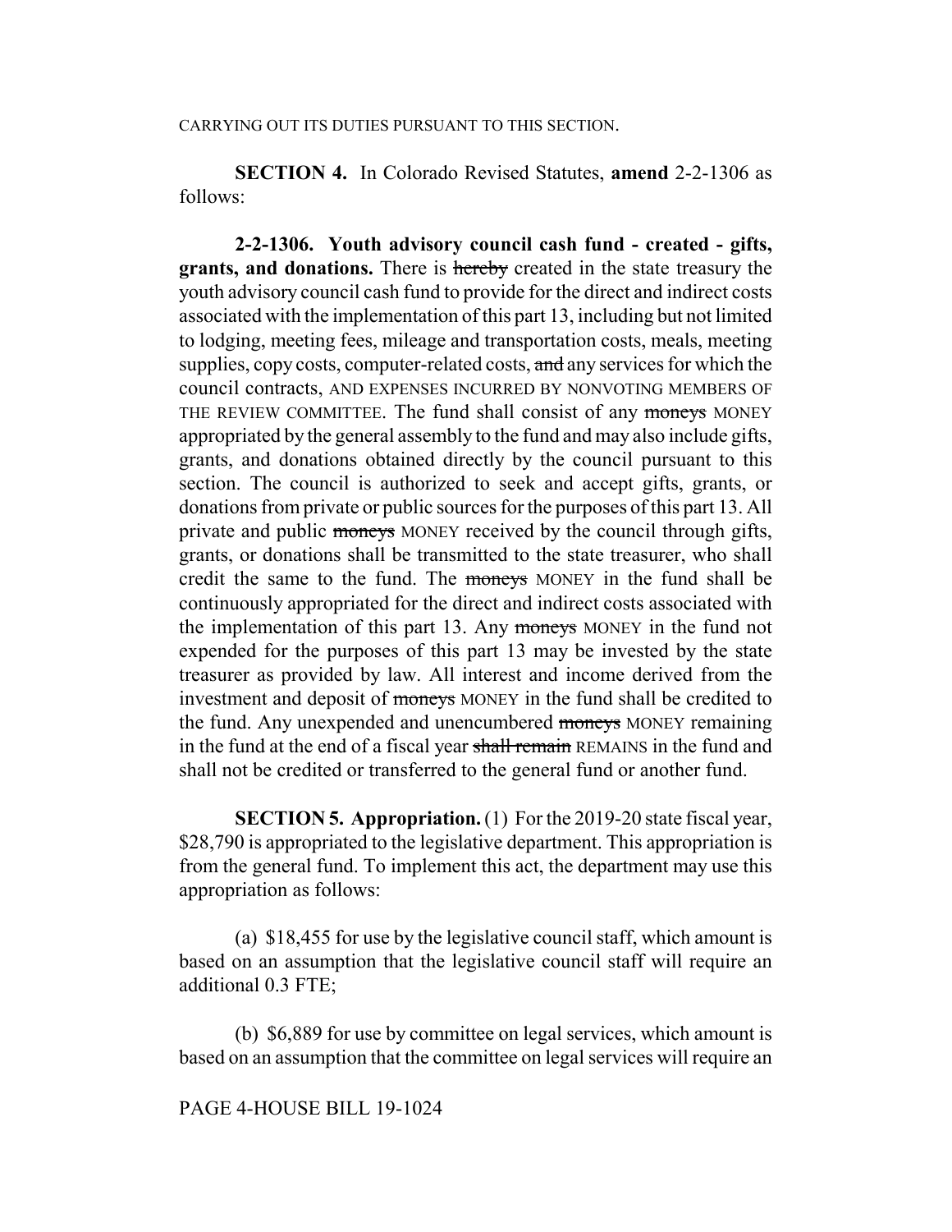CARRYING OUT ITS DUTIES PURSUANT TO THIS SECTION.

**SECTION 4.** In Colorado Revised Statutes, **amend** 2-2-1306 as follows:

**2-2-1306. Youth advisory council cash fund - created - gifts, grants, and donations.** There is ~~hereby~~ created in the state treasury the youth advisory council cash fund to provide for the direct and indirect costs associated with the implementation of this part 13, including but not limited to lodging, meeting fees, mileage and transportation costs, meals, meeting supplies, copy costs, computer-related costs, ~~and~~ any services for which the council contracts, AND EXPENSES INCURRED BY NONVOTING MEMBERS OF THE REVIEW COMMITTEE. The fund shall consist of any ~~moneys~~ MONEY appropriated by the general assembly to the fund and may also include gifts, grants, and donations obtained directly by the council pursuant to this section. The council is authorized to seek and accept gifts, grants, or donations from private or public sources for the purposes of this part 13. All private and public ~~moneys~~ MONEY received by the council through gifts, grants, or donations shall be transmitted to the state treasurer, who shall credit the same to the fund. The ~~moneys~~ MONEY in the fund shall be continuously appropriated for the direct and indirect costs associated with the implementation of this part 13. Any ~~moneys~~ MONEY in the fund not expended for the purposes of this part 13 may be invested by the state treasurer as provided by law. All interest and income derived from the investment and deposit of ~~moneys~~ MONEY in the fund shall be credited to the fund. Any unexpended and unencumbered ~~moneys~~ MONEY remaining in the fund at the end of a fiscal year ~~shall remain~~ REMAINS in the fund and shall not be credited or transferred to the general fund or another fund.

**SECTION 5. Appropriation.** (1) For the 2019-20 state fiscal year, $28,790 is appropriated to the legislative department. This appropriation is from the general fund. To implement this act, the department may use this appropriation as follows:

(a) $18,455 for use by the legislative council staff, which amount is based on an assumption that the legislative council staff will require an additional 0.3 FTE;

(b) $6,889 for use by committee on legal services, which amount is based on an assumption that the committee on legal services will require an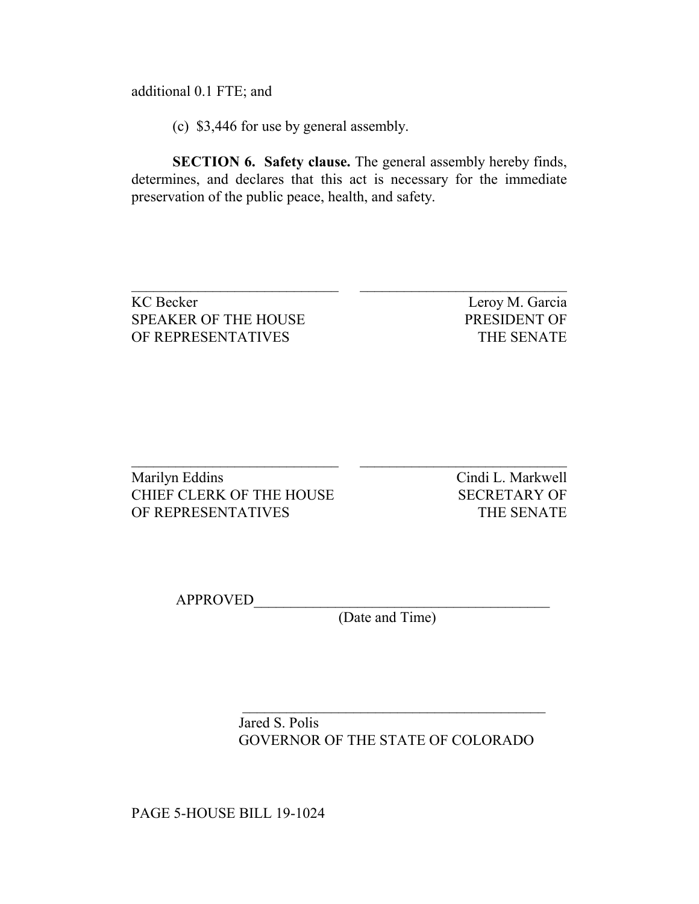additional 0.1 FTE; and

(c) $3,446 for use by general assembly.

**SECTION 6. Safety clause.** The general assembly hereby finds, determines, and declares that this act is necessary for the immediate preservation of the public peace, health, and safety.

____________________________ ____________________________

KC Becker
SPEAKER OF THE HOUSE
OF REPRESENTATIVES

Leroy M. Garcia
PRESIDENT OF
THE SENATE

____________________________ ____________________________

Marilyn Eddins
CHIEF CLERK OF THE HOUSE
OF REPRESENTATIVES

Cindi L. Markwell
SECRETARY OF
THE SENATE

APPROVED________________________________________
(Date and Time)

____________________________________________

Jared S. Polis
GOVERNOR OF THE STATE OF COLORADO

PAGE 5-HOUSE BILL 19-1024